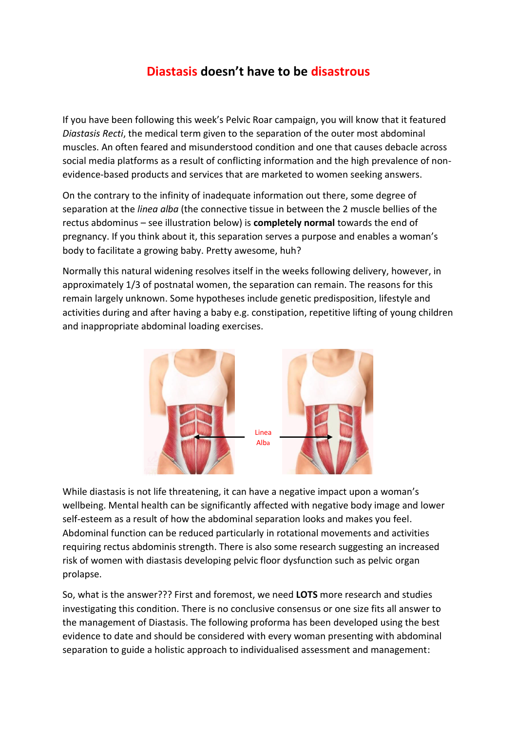# Diastasis doesn't have to be disastrous

If you have been following this week's Pelvic Roar campaign, you will know that it featured *Diastasis Recti*, the medical term given to the separation of the outer most abdominal muscles. An often feared and misunderstood condition and one that causes debacle across social media platforms as a result of conflicting information and the high prevalence of non-evidence-based products and services that are marketed to women seeking answers.

On the contrary to the infinity of inadequate information out there, some degree of separation at the *linea alba* (the connective tissue in between the 2 muscle bellies of the rectus abdominus – see illustration below) is **completely normal** towards the end of pregnancy. If you think about it, this separation serves a purpose and enables a woman's body to facilitate a growing baby. Pretty awesome, huh?

Normally this natural widening resolves itself in the weeks following delivery, however, in approximately 1/3 of postnatal women, the separation can remain. The reasons for this remain largely unknown. Some hypotheses include genetic predisposition, lifestyle and activities during and after having a baby e.g. constipation, repetitive lifting of young children and inappropriate abdominal loading exercises.

Linea Alba

While diastasis is not life threatening, it can have a negative impact upon a woman's wellbeing. Mental health can be significantly affected with negative body image and lower self-esteem as a result of how the abdominal separation looks and makes you feel. Abdominal function can be reduced particularly in rotational movements and activities requiring rectus abdominis strength. There is also some research suggesting an increased risk of women with diastasis developing pelvic floor dysfunction such as pelvic organ prolapse.

So, what is the answer??? First and foremost, we need **LOTS** more research and studies investigating this condition. There is no conclusive consensus or one size fits all answer to the management of Diastasis. The following proforma has been developed using the best evidence to date and should be considered with every woman presenting with abdominal separation to guide a holistic approach to individualised assessment and management: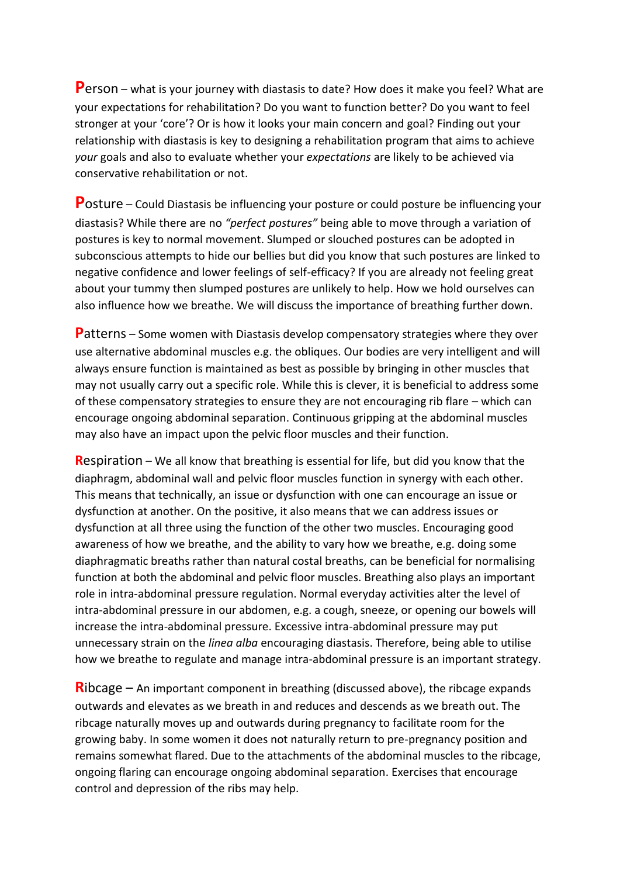**P**erson – what is your journey with diastasis to date? How does it make you feel? What are your expectations for rehabilitation? Do you want to function better? Do you want to feel stronger at your 'core'? Or is how it looks your main concern and goal? Finding out your relationship with diastasis is key to designing a rehabilitation program that aims to achieve *your* goals and also to evaluate whether your *expectations* are likely to be achieved via conservative rehabilitation or not.

**P**osture – Could Diastasis be influencing your posture or could posture be influencing your diastasis? While there are no *"perfect postures"* being able to move through a variation of postures is key to normal movement. Slumped or slouched postures can be adopted in subconscious attempts to hide our bellies but did you know that such postures are linked to negative confidence and lower feelings of self-efficacy? If you are already not feeling great about your tummy then slumped postures are unlikely to help. How we hold ourselves can also influence how we breathe. We will discuss the importance of breathing further down.

**P**atterns – Some women with Diastasis develop compensatory strategies where they over use alternative abdominal muscles e.g. the obliques. Our bodies are very intelligent and will always ensure function is maintained as best as possible by bringing in other muscles that may not usually carry out a specific role. While this is clever, it is beneficial to address some of these compensatory strategies to ensure they are not encouraging rib flare – which can encourage ongoing abdominal separation. Continuous gripping at the abdominal muscles may also have an impact upon the pelvic floor muscles and their function.

**R**espiration – We all know that breathing is essential for life, but did you know that the diaphragm, abdominal wall and pelvic floor muscles function in synergy with each other. This means that technically, an issue or dysfunction with one can encourage an issue or dysfunction at another. On the positive, it also means that we can address issues or dysfunction at all three using the function of the other two muscles. Encouraging good awareness of how we breathe, and the ability to vary how we breathe, e.g. doing some diaphragmatic breaths rather than natural costal breaths, can be beneficial for normalising function at both the abdominal and pelvic floor muscles. Breathing also plays an important role in intra-abdominal pressure regulation. Normal everyday activities alter the level of intra-abdominal pressure in our abdomen, e.g. a cough, sneeze, or opening our bowels will increase the intra-abdominal pressure. Excessive intra-abdominal pressure may put unnecessary strain on the *linea alba* encouraging diastasis. Therefore, being able to utilise how we breathe to regulate and manage intra-abdominal pressure is an important strategy.

**R**ibcage – An important component in breathing (discussed above), the ribcage expands outwards and elevates as we breath in and reduces and descends as we breath out. The ribcage naturally moves up and outwards during pregnancy to facilitate room for the growing baby. In some women it does not naturally return to pre-pregnancy position and remains somewhat flared. Due to the attachments of the abdominal muscles to the ribcage, ongoing flaring can encourage ongoing abdominal separation. Exercises that encourage control and depression of the ribs may help.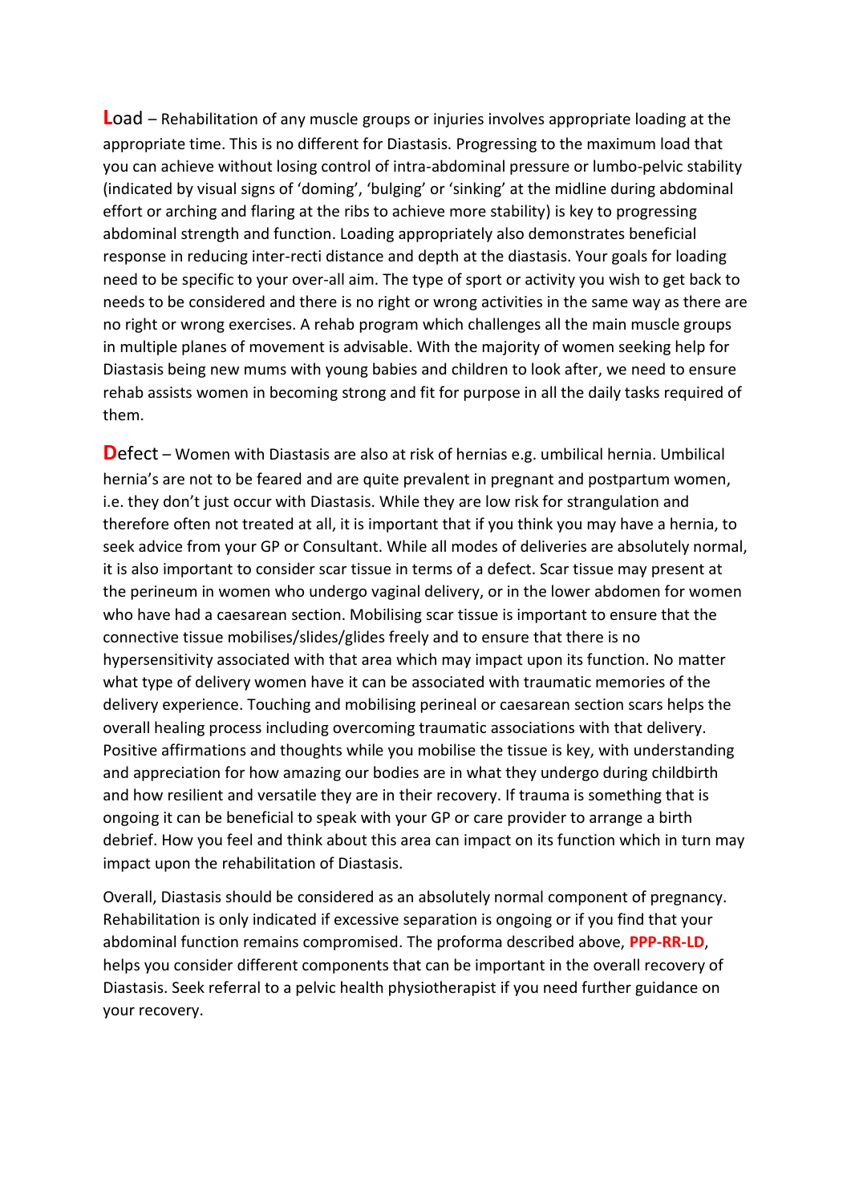**L**oad – Rehabilitation of any muscle groups or injuries involves appropriate loading at the appropriate time. This is no different for Diastasis. Progressing to the maximum load that you can achieve without losing control of intra-abdominal pressure or lumbo-pelvic stability (indicated by visual signs of 'doming', 'bulging' or 'sinking' at the midline during abdominal effort or arching and flaring at the ribs to achieve more stability) is key to progressing abdominal strength and function. Loading appropriately also demonstrates beneficial response in reducing inter-recti distance and depth at the diastasis. Your goals for loading need to be specific to your over-all aim. The type of sport or activity you wish to get back to needs to be considered and there is no right or wrong activities in the same way as there are no right or wrong exercises. A rehab program which challenges all the main muscle groups in multiple planes of movement is advisable. With the majority of women seeking help for Diastasis being new mums with young babies and children to look after, we need to ensure rehab assists women in becoming strong and fit for purpose in all the daily tasks required of them.

**D**efect – Women with Diastasis are also at risk of hernias e.g. umbilical hernia. Umbilical hernia's are not to be feared and are quite prevalent in pregnant and postpartum women, i.e. they don't just occur with Diastasis. While they are low risk for strangulation and therefore often not treated at all, it is important that if you think you may have a hernia, to seek advice from your GP or Consultant. While all modes of deliveries are absolutely normal, it is also important to consider scar tissue in terms of a defect. Scar tissue may present at the perineum in women who undergo vaginal delivery, or in the lower abdomen for women who have had a caesarean section. Mobilising scar tissue is important to ensure that the connective tissue mobilises/slides/glides freely and to ensure that there is no hypersensitivity associated with that area which may impact upon its function. No matter what type of delivery women have it can be associated with traumatic memories of the delivery experience. Touching and mobilising perineal or caesarean section scars helps the overall healing process including overcoming traumatic associations with that delivery. Positive affirmations and thoughts while you mobilise the tissue is key, with understanding and appreciation for how amazing our bodies are in what they undergo during childbirth and how resilient and versatile they are in their recovery. If trauma is something that is ongoing it can be beneficial to speak with your GP or care provider to arrange a birth debrief. How you feel and think about this area can impact on its function which in turn may impact upon the rehabilitation of Diastasis.

Overall, Diastasis should be considered as an absolutely normal component of pregnancy. Rehabilitation is only indicated if excessive separation is ongoing or if you find that your abdominal function remains compromised. The proforma described above, **PPP-RR-LD**, helps you consider different components that can be important in the overall recovery of Diastasis. Seek referral to a pelvic health physiotherapist if you need further guidance on your recovery.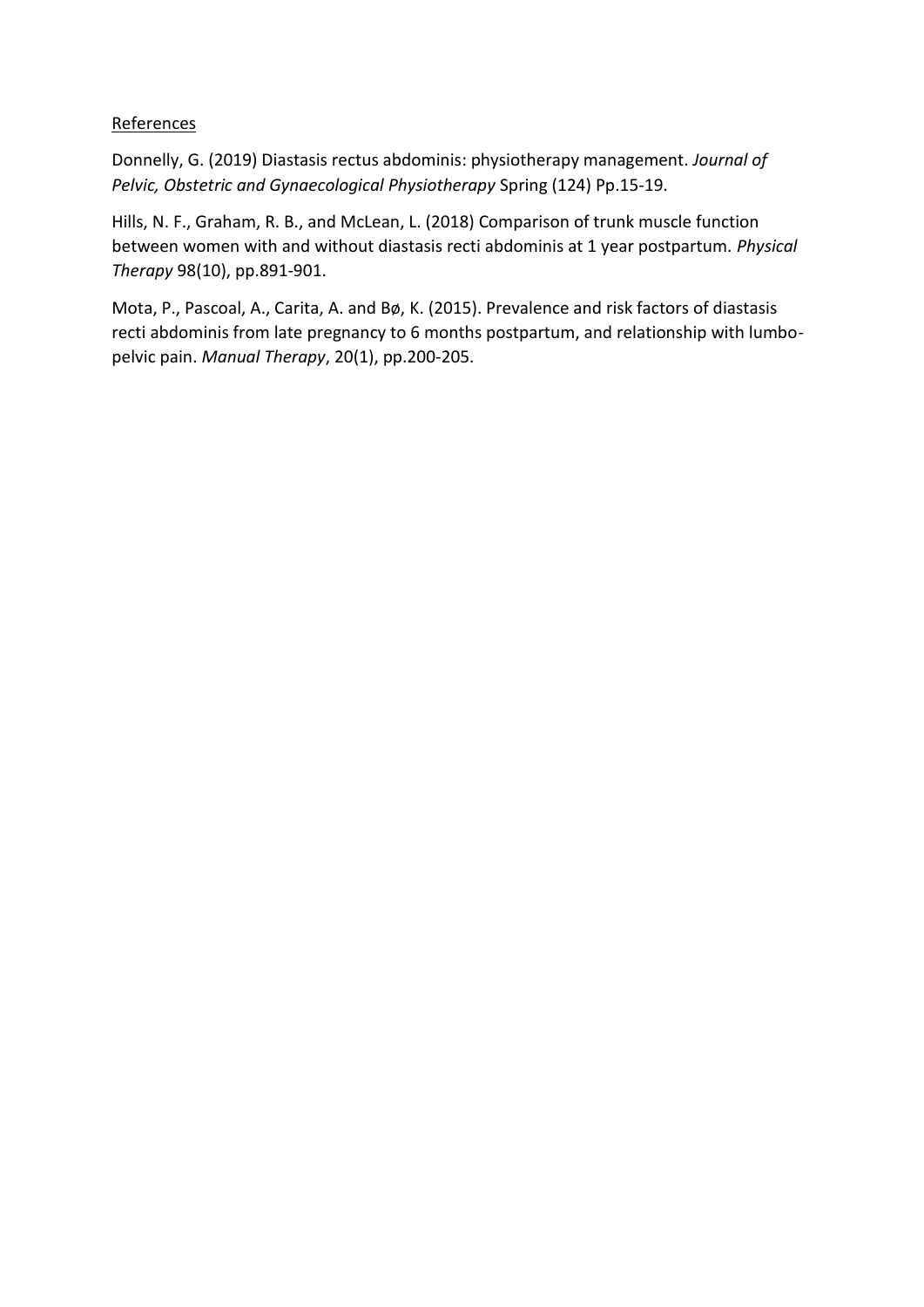References

Donnelly, G. (2019) Diastasis rectus abdominis: physiotherapy management. *Journal of Pelvic, Obstetric and Gynaecological Physiotherapy* Spring (124) Pp.15-19.

Hills, N. F., Graham, R. B., and McLean, L. (2018) Comparison of trunk muscle function between women with and without diastasis recti abdominis at 1 year postpartum. *Physical Therapy* 98(10), pp.891-901.

Mota, P., Pascoal, A., Carita, A. and Bø, K. (2015). Prevalence and risk factors of diastasis recti abdominis from late pregnancy to 6 months postpartum, and relationship with lumbo-pelvic pain. *Manual Therapy*, 20(1), pp.200-205.